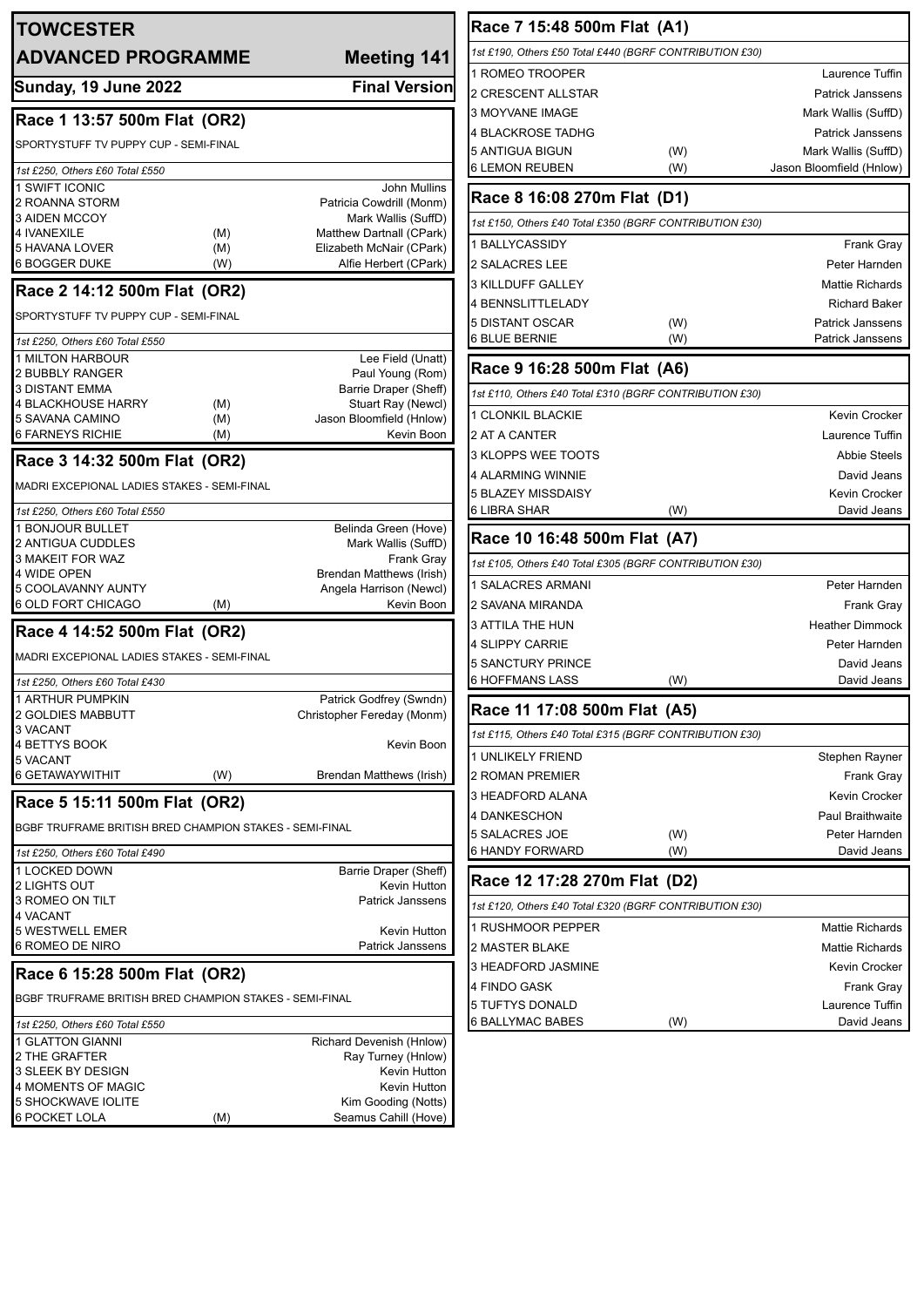# TOWCESTER

## ADVANCED PROGRAMME — Meeting 141

**Sunday, 19 June 2022** — **Final Version**

### Race 1 13:57 500m Flat (OR2)

SPORTYSTUFF TV PUPPY CUP - SEMI-FINAL

*1st £250, Others £60 Total £550*

| Trap | Greyhound | Seed | Trainer |
|---|---|---|---|
| 1 | SWIFT ICONIC | | John Mullins |
| 2 | ROANNA STORM | | Patricia Cowdrill (Monm) |
| 3 | AIDEN MCCOY | | Mark Wallis (SuffD) |
| 4 | IVANEXILE | (M) | Matthew Dartnall (CPark) |
| 5 | HAVANA LOVER | (M) | Elizabeth McNair (CPark) |
| 6 | BOGGER DUKE | (W) | Alfie Herbert (CPark) |

### Race 2 14:12 500m Flat (OR2)

SPORTYSTUFF TV PUPPY CUP - SEMI-FINAL

*1st £250, Others £60 Total £550*

| Trap | Greyhound | Seed | Trainer |
|---|---|---|---|
| 1 | MILTON HARBOUR | | Lee Field (Unatt) |
| 2 | BUBBLY RANGER | | Paul Young (Rom) |
| 3 | DISTANT EMMA | | Barrie Draper (Sheff) |
| 4 | BLACKHOUSE HARRY | (M) | Stuart Ray (Newcl) |
| 5 | SAVANA CAMINO | (M) | Jason Bloomfield (Hnlow) |
| 6 | FARNEYS RICHIE | (M) | Kevin Boon |

### Race 3 14:32 500m Flat (OR2)

MADRI EXCEPIONAL LADIES STAKES - SEMI-FINAL

*1st £250, Others £60 Total £550*

| Trap | Greyhound | Seed | Trainer |
|---|---|---|---|
| 1 | BONJOUR BULLET | | Belinda Green (Hove) |
| 2 | ANTIGUA CUDDLES | | Mark Wallis (SuffD) |
| 3 | MAKEIT FOR WAZ | | Frank Gray |
| 4 | WIDE OPEN | | Brendan Matthews (Irish) |
| 5 | COOLAVANNY AUNTY | | Angela Harrison (Newcl) |
| 6 | OLD FORT CHICAGO | (M) | Kevin Boon |

### Race 4 14:52 500m Flat (OR2)

MADRI EXCEPIONAL LADIES STAKES - SEMI-FINAL

*1st £250, Others £60 Total £430*

| Trap | Greyhound | Seed | Trainer |
|---|---|---|---|
| 1 | ARTHUR PUMPKIN | | Patrick Godfrey (Swndn) |
| 2 | GOLDIES MABBUTT | | Christopher Fereday (Monm) |
| 3 | VACANT | | |
| 4 | BETTYS BOOK | | Kevin Boon |
| 5 | VACANT | | |
| 6 | GETAWAYWITHIT | (W) | Brendan Matthews (Irish) |

### Race 5 15:11 500m Flat (OR2)

BGBF TRUFRAME BRITISH BRED CHAMPION STAKES - SEMI-FINAL

*1st £250, Others £60 Total £490*

| Trap | Greyhound | Seed | Trainer |
|---|---|---|---|
| 1 | LOCKED DOWN | | Barrie Draper (Sheff) |
| 2 | LIGHTS OUT | | Kevin Hutton |
| 3 | ROMEO ON TILT | | Patrick Janssens |
| 4 | VACANT | | |
| 5 | WESTWELL EMER | | Kevin Hutton |
| 6 | ROMEO DE NIRO | | Patrick Janssens |

### Race 6 15:28 500m Flat (OR2)

BGBF TRUFRAME BRITISH BRED CHAMPION STAKES - SEMI-FINAL

*1st £250, Others £60 Total £550*

| Trap | Greyhound | Seed | Trainer |
|---|---|---|---|
| 1 | GLATTON GIANNI | | Richard Devenish (Hnlow) |
| 2 | THE GRAFTER | | Ray Turney (Hnlow) |
| 3 | SLEEK BY DESIGN | | Kevin Hutton |
| 4 | MOMENTS OF MAGIC | | Kevin Hutton |
| 5 | SHOCKWAVE IOLITE | | Kim Gooding (Notts) |
| 6 | POCKET LOLA | (M) | Seamus Cahill (Hove) |

### Race 7 15:48 500m Flat (A1)

*1st £190, Others £50 Total £440 (BGRF CONTRIBUTION £30)*

| Trap | Greyhound | Seed | Trainer |
|---|---|---|---|
| 1 | ROMEO TROOPER | | Laurence Tuffin |
| 2 | CRESCENT ALLSTAR | | Patrick Janssens |
| 3 | MOYVANE IMAGE | | Mark Wallis (SuffD) |
| 4 | BLACKROSE TADHG | | Patrick Janssens |
| 5 | ANTIGUA BIGUN | (W) | Mark Wallis (SuffD) |
| 6 | LEMON REUBEN | (W) | Jason Bloomfield (Hnlow) |

### Race 8 16:08 270m Flat (D1)

*1st £150, Others £40 Total £350 (BGRF CONTRIBUTION £30)*

| Trap | Greyhound | Seed | Trainer |
|---|---|---|---|
| 1 | BALLYCASSIDY | | Frank Gray |
| 2 | SALACRES LEE | | Peter Harnden |
| 3 | KILLDUFF GALLEY | | Mattie Richards |
| 4 | BENNSLITTLELADY | | Richard Baker |
| 5 | DISTANT OSCAR | (W) | Patrick Janssens |
| 6 | BLUE BERNIE | (W) | Patrick Janssens |

### Race 9 16:28 500m Flat (A6)

*1st £110, Others £40 Total £310 (BGRF CONTRIBUTION £30)*

| Trap | Greyhound | Seed | Trainer |
|---|---|---|---|
| 1 | CLONKIL BLACKIE | | Kevin Crocker |
| 2 | AT A CANTER | | Laurence Tuffin |
| 3 | KLOPPS WEE TOOTS | | Abbie Steels |
| 4 | ALARMING WINNIE | | David Jeans |
| 5 | BLAZEY MISSDAISY | | Kevin Crocker |
| 6 | LIBRA SHAR | (W) | David Jeans |

### Race 10 16:48 500m Flat (A7)

*1st £105, Others £40 Total £305 (BGRF CONTRIBUTION £30)*

| Trap | Greyhound | Seed | Trainer |
|---|---|---|---|
| 1 | SALACRES ARMANI | | Peter Harnden |
| 2 | SAVANA MIRANDA | | Frank Gray |
| 3 | ATTILA THE HUN | | Heather Dimmock |
| 4 | SLIPPY CARRIE | | Peter Harnden |
| 5 | SANCTURY PRINCE | | David Jeans |
| 6 | HOFFMANS LASS | (W) | David Jeans |

### Race 11 17:08 500m Flat (A5)

*1st £115, Others £40 Total £315 (BGRF CONTRIBUTION £30)*

| Trap | Greyhound | Seed | Trainer |
|---|---|---|---|
| 1 | UNLIKELY FRIEND | | Stephen Rayner |
| 2 | ROMAN PREMIER | | Frank Gray |
| 3 | HEADFORD ALANA | | Kevin Crocker |
| 4 | DANKESCHON | | Paul Braithwaite |
| 5 | SALACRES JOE | (W) | Peter Harnden |
| 6 | HANDY FORWARD | (W) | David Jeans |

### Race 12 17:28 270m Flat (D2)

*1st £120, Others £40 Total £320 (BGRF CONTRIBUTION £30)*

| Trap | Greyhound | Seed | Trainer |
|---|---|---|---|
| 1 | RUSHMOOR PEPPER | | Mattie Richards |
| 2 | MASTER BLAKE | | Mattie Richards |
| 3 | HEADFORD JASMINE | | Kevin Crocker |
| 4 | FINDO GASK | | Frank Gray |
| 5 | TUFTYS DONALD | | Laurence Tuffin |
| 6 | BALLYMAC BABES | (W) | David Jeans |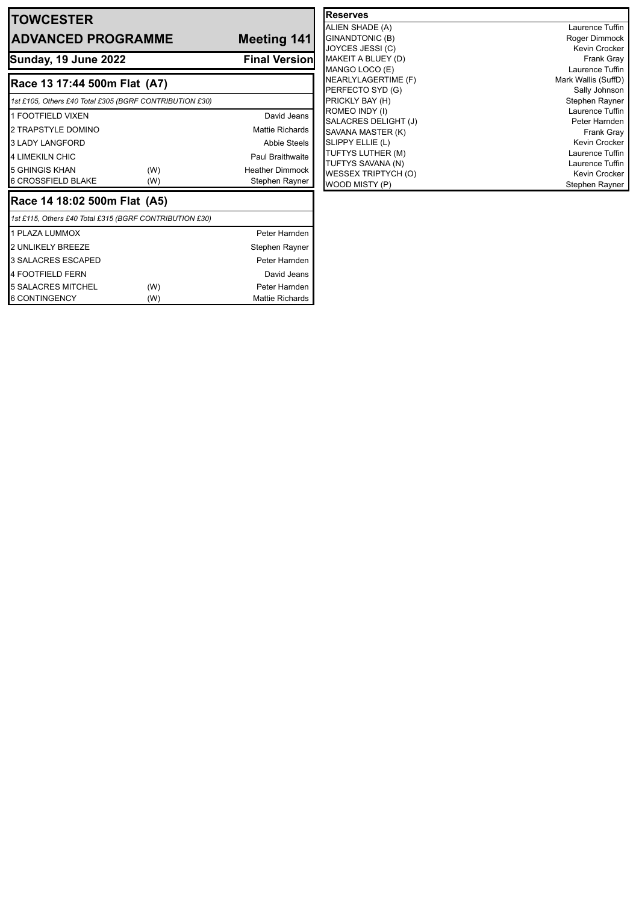# TOWCESTER

## ADVANCED PROGRAMME — Meeting 141

**Sunday, 19 June 2022** — **Final Version**

### Race 13 17:44 500m Flat (A7)

*1st £105, Others £40 Total £305 (BGRF CONTRIBUTION £30)*

| | | |
|---|---|---|
| 1 FOOTFIELD VIXEN | | David Jeans |
| 2 TRAPSTYLE DOMINO | | Mattie Richards |
| 3 LADY LANGFORD | | Abbie Steels |
| 4 LIMEKILN CHIC | | Paul Braithwaite |
| 5 GHINGIS KHAN | (W) | Heather Dimmock |
| 6 CROSSFIELD BLAKE | (W) | Stephen Rayner |

### Race 14 18:02 500m Flat (A5)

*1st £115, Others £40 Total £315 (BGRF CONTRIBUTION £30)*

| | | |
|---|---|---|
| 1 PLAZA LUMMOX | | Peter Harnden |
| 2 UNLIKELY BREEZE | | Stephen Rayner |
| 3 SALACRES ESCAPED | | Peter Harnden |
| 4 FOOTFIELD FERN | | David Jeans |
| 5 SALACRES MITCHEL | (W) | Peter Harnden |
| 6 CONTINGENCY | (W) | Mattie Richards |

### Reserves

| | |
|---|---|
| ALIEN SHADE (A) | Laurence Tuffin |
| GINANDTONIC (B) | Roger Dimmock |
| JOYCES JESSI (C) | Kevin Crocker |
| MAKEIT A BLUEY (D) | Frank Gray |
| MANGO LOCO (E) | Laurence Tuffin |
| NEARLYLAGERTIME (F) | Mark Wallis (SuffD) |
| PERFECTO SYD (G) | Sally Johnson |
| PRICKLY BAY (H) | Stephen Rayner |
| ROMEO INDY (I) | Laurence Tuffin |
| SALACRES DELIGHT (J) | Peter Harnden |
| SAVANA MASTER (K) | Frank Gray |
| SLIPPY ELLIE (L) | Kevin Crocker |
| TUFTYS LUTHER (M) | Laurence Tuffin |
| TUFTYS SAVANA (N) | Laurence Tuffin |
| WESSEX TRIPTYCH (O) | Kevin Crocker |
| WOOD MISTY (P) | Stephen Rayner |